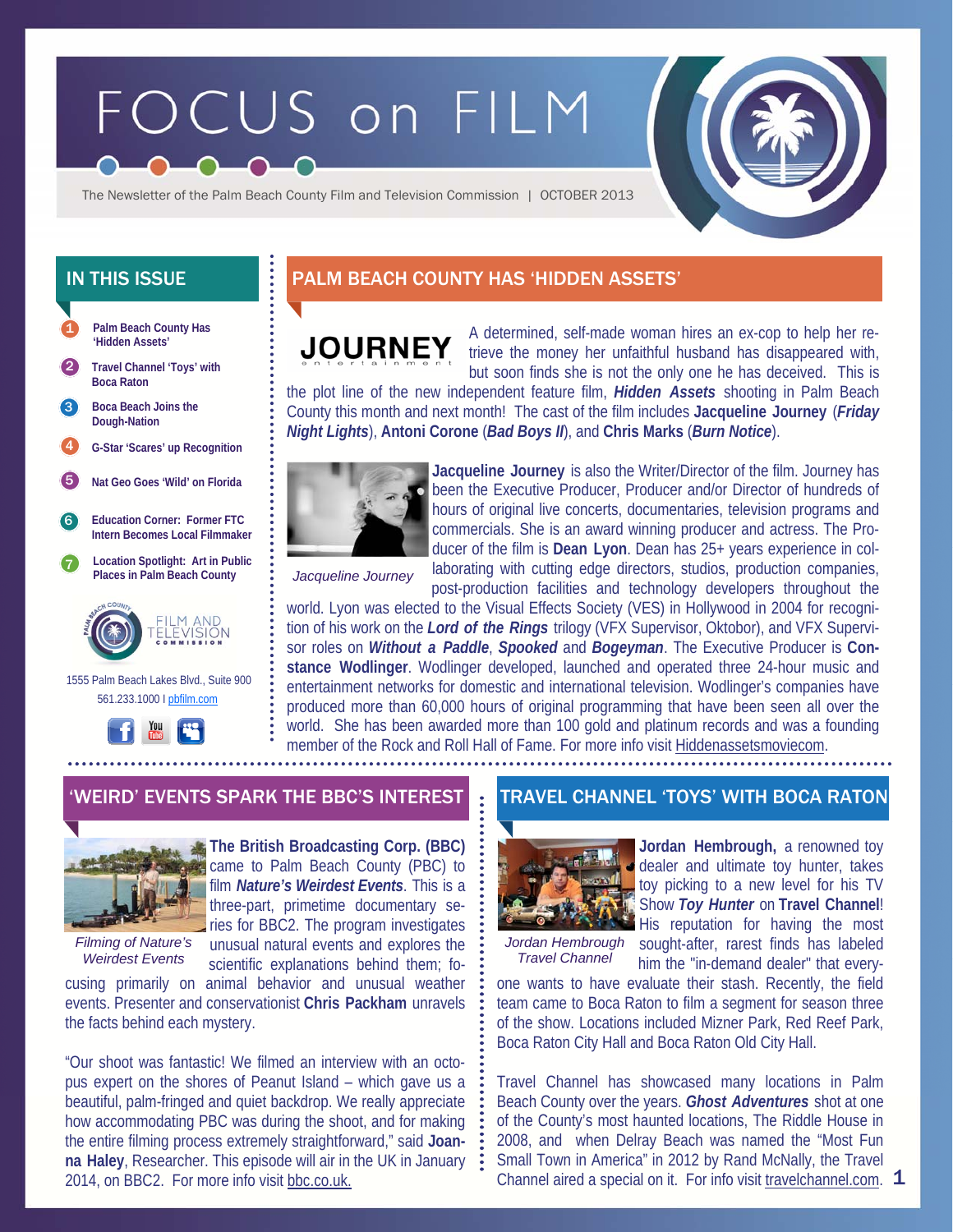# FOCUS on FILM

The Newsletter of the Palm Beach County Film and Television Commission | OCTOBER 2013

## IN THIS ISSUE

1. Palm Beach County Has 'Hidden Assets'
2. Travel Channel 'Toys' with Boca Raton
3. Boca Beach Joins the Dough-Nation
4. G-Star 'Scares' up Recognition
5. Nat Geo Goes 'Wild' on Florida
6. Education Corner: Former FTC Intern Becomes Local Filmmaker
7. Location Spotlight: Art in Public Places in Palm Beach County

Palm Beach County Film and Television Commission
1555 Palm Beach Lakes Blvd., Suite 900
561.233.1000 I pbfilm.com

## PALM BEACH COUNTY HAS 'HIDDEN ASSETS'

JOURNEY entertainment

A determined, self-made woman hires an ex-cop to help her retrieve the money her unfaithful husband has disappeared with, but soon finds she is not the only one he has deceived. This is the plot line of the new independent feature film, ***Hidden Assets*** shooting in Palm Beach County this month and next month! The cast of the film includes **Jacqueline Journey** (***Friday Night Lights***), **Antoni Corone** (***Bad Boys II***), and **Chris Marks** (***Burn Notice***).

*Jacqueline Journey*

**Jacqueline Journey** is also the Writer/Director of the film. Journey has been the Executive Producer, Producer and/or Director of hundreds of hours of original live concerts, documentaries, television programs and commercials. She is an award winning producer and actress. The Producer of the film is **Dean Lyon**. Dean has 25+ years experience in collaborating with cutting edge directors, studios, production companies, post-production facilities and technology developers throughout the world. Lyon was elected to the Visual Effects Society (VES) in Hollywood in 2004 for recognition of his work on the ***Lord of the Rings*** trilogy (VFX Supervisor, Oktobor), and VFX Supervisor roles on ***Without a Paddle***, ***Spooked*** and ***Bogeyman***. The Executive Producer is **Constance Wodlinger**. Wodlinger developed, launched and operated three 24-hour music and entertainment networks for domestic and international television. Wodlinger's companies have produced more than 60,000 hours of original programming that have been seen all over the world. She has been awarded more than 100 gold and platinum records and was a founding member of the Rock and Roll Hall of Fame. For more info visit Hiddenassetsmoviecom.

## 'WEIRD' EVENTS SPARK THE BBC'S INTEREST

*Filming of Nature's Weirdest Events*

**The British Broadcasting Corp. (BBC)** came to Palm Beach County (PBC) to film ***Nature's Weirdest Events***. This is a three-part, primetime documentary series for BBC2. The program investigates unusual natural events and explores the scientific explanations behind them; focusing primarily on animal behavior and unusual weather events. Presenter and conservationist **Chris Packham** unravels the facts behind each mystery.

"Our shoot was fantastic! We filmed an interview with an octopus expert on the shores of Peanut Island – which gave us a beautiful, palm-fringed and quiet backdrop. We really appreciate how accommodating PBC was during the shoot, and for making the entire filming process extremely straightforward," said **Joanna Haley**, Researcher. This episode will air in the UK in January 2014, on BBC2. For more info visit bbc.co.uk.

## TRAVEL CHANNEL 'TOYS' WITH BOCA RATON

*Jordan Hembrough Travel Channel*

**Jordan Hembrough,** a renowned toy dealer and ultimate toy hunter, takes toy picking to a new level for his TV Show ***Toy Hunter*** on **Travel Channel**! His reputation for having the most sought-after, rarest finds has labeled him the "in-demand dealer" that everyone wants to have evaluate their stash. Recently, the field team came to Boca Raton to film a segment for season three of the show. Locations included Mizner Park, Red Reef Park, Boca Raton City Hall and Boca Raton Old City Hall.

Travel Channel has showcased many locations in Palm Beach County over the years. ***Ghost Adventures*** shot at one of the County's most haunted locations, The Riddle House in 2008, and when Delray Beach was named the "Most Fun Small Town in America" in 2012 by Rand McNally, the Travel Channel aired a special on it. For info visit travelchannel.com.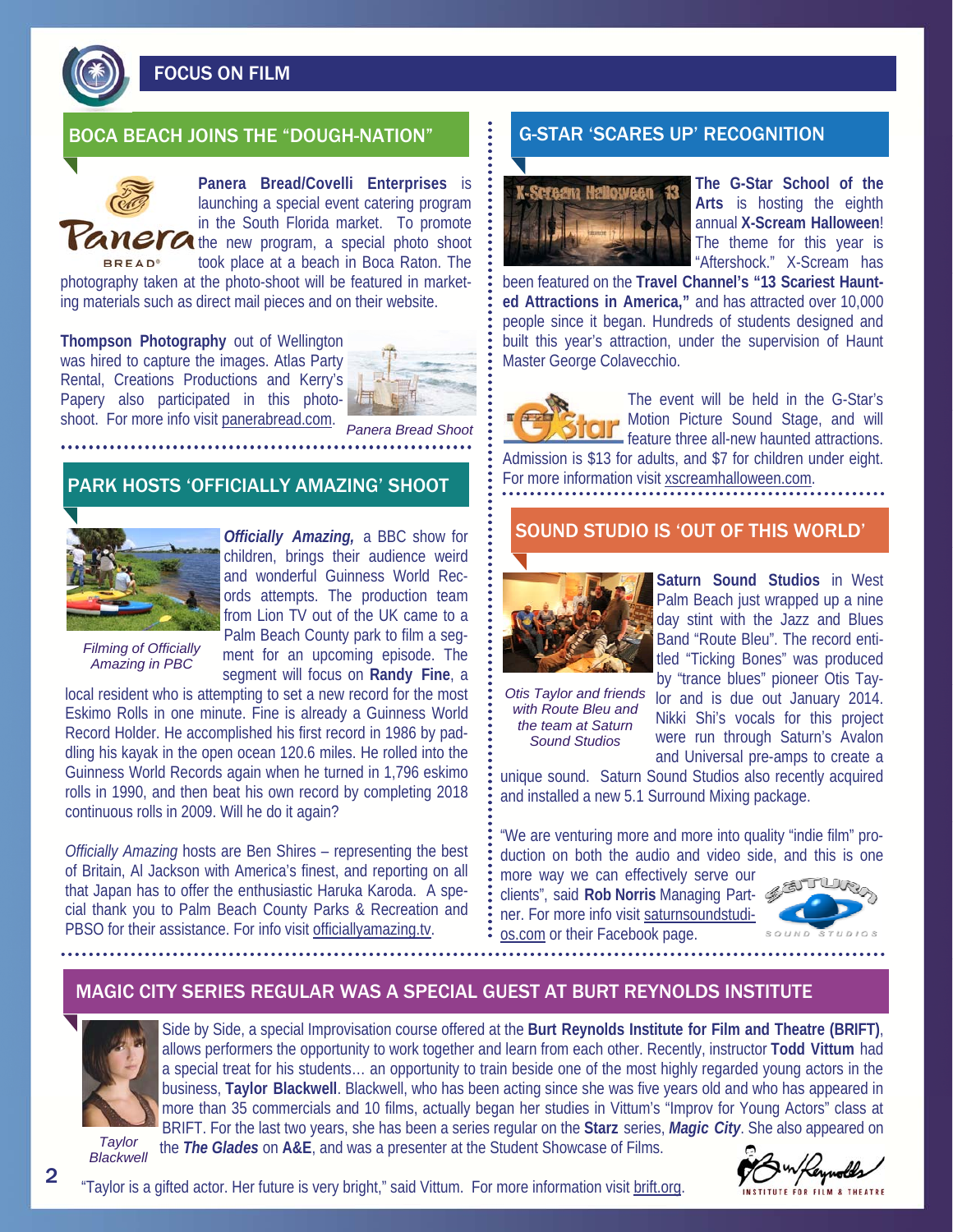# FOCUS ON FILM

## BOCA BEACH JOINS THE "DOUGH-NATION"

**Panera Bread/Covelli Enterprises** is launching a special event catering program in the South Florida market. To promote the new program, a special photo shoot took place at a beach in Boca Raton. The photography taken at the photo-shoot will be featured in marketing materials such as direct mail pieces and on their website.

**Thompson Photography** out of Wellington was hired to capture the images. Atlas Party Rental, Creations Productions and Kerry's Papery also participated in this photo-shoot. For more info visit panerabread.com.

*Panera Bread Shoot*

## PARK HOSTS 'OFFICIALLY AMAZING' SHOOT

*Filming of Officially Amazing in PBC*

***Officially Amazing,*** a BBC show for children, brings their audience weird and wonderful Guinness World Records attempts. The production team from Lion TV out of the UK came to a Palm Beach County park to film a segment for an upcoming episode. The segment will focus on **Randy Fine**, a local resident who is attempting to set a new record for the most Eskimo Rolls in one minute. Fine is already a Guinness World Record Holder. He accomplished his first record in 1986 by paddling his kayak in the open ocean 120.6 miles. He rolled into the Guinness World Records again when he turned in 1,796 eskimo rolls in 1990, and then beat his own record by completing 2018 continuous rolls in 2009. Will he do it again?

*Officially Amazing* hosts are Ben Shires – representing the best of Britain, Al Jackson with America's finest, and reporting on all that Japan has to offer the enthusiastic Haruka Karoda. A special thank you to Palm Beach County Parks & Recreation and PBSO for their assistance. For info visit officiallyamazing.tv.

## G-STAR 'SCARES UP' RECOGNITION

**The G-Star School of the Arts** is hosting the eighth annual **X-Scream Halloween**! The theme for this year is "Aftershock." X-Scream has been featured on the **Travel Channel's "13 Scariest Haunted Attractions in America,"** and has attracted over 10,000 people since it began. Hundreds of students designed and built this year's attraction, under the supervision of Haunt Master George Colavecchio.

The event will be held in the G-Star's Motion Picture Sound Stage, and will feature three all-new haunted attractions. Admission is $13 for adults, and $7 for children under eight. For more information visit xscreamhalloween.com.

## SOUND STUDIO IS 'OUT OF THIS WORLD'

*Otis Taylor and friends with Route Bleu and the team at Saturn Sound Studios*

**Saturn Sound Studios** in West Palm Beach just wrapped up a nine day stint with the Jazz and Blues Band "Route Bleu". The record entitled "Ticking Bones" was produced by "trance blues" pioneer Otis Taylor and is due out January 2014. Nikki Shi's vocals for this project were run through Saturn's Avalon and Universal pre-amps to create a unique sound. Saturn Sound Studios also recently acquired and installed a new 5.1 Surround Mixing package.

"We are venturing more and more into quality "indie film" production on both the audio and video side, and this is one more way we can effectively serve our clients", said **Rob Norris** Managing Partner. For more info visit saturnsoundstudios.com or their Facebook page.

## MAGIC CITY SERIES REGULAR WAS A SPECIAL GUEST AT BURT REYNOLDS INSTITUTE

*Taylor Blackwell*

Side by Side, a special Improvisation course offered at the **Burt Reynolds Institute for Film and Theatre (BRIFT)**, allows performers the opportunity to work together and learn from each other. Recently, instructor **Todd Vittum** had a special treat for his students… an opportunity to train beside one of the most highly regarded young actors in the business, **Taylor Blackwell**. Blackwell, who has been acting since she was five years old and who has appeared in more than 35 commercials and 10 films, actually began her studies in Vittum's "Improv for Young Actors" class at BRIFT. For the last two years, she has been a series regular on the **Starz** series, ***Magic City***. She also appeared on the ***The Glades*** on **A&E**, and was a presenter at the Student Showcase of Films.

"Taylor is a gifted actor. Her future is very bright," said Vittum. For more information visit brift.org.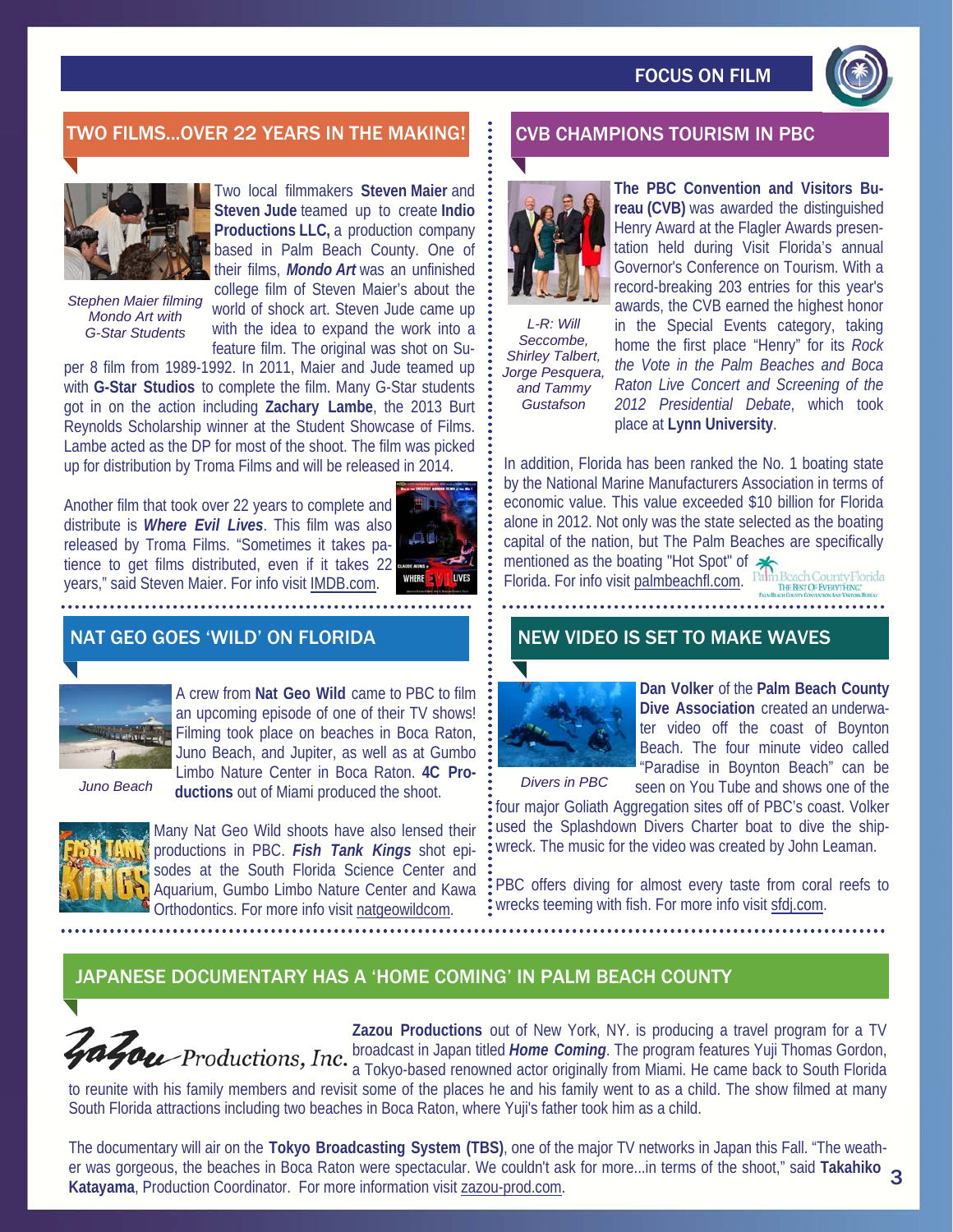# FOCUS ON FILM

## TWO FILMS...OVER 22 YEARS IN THE MAKING!

*Stephen Maier filming Mondo Art with G-Star Students*

Two local filmmakers **Steven Maier** and **Steven Jude** teamed up to create **Indio Productions LLC,** a production company based in Palm Beach County. One of their films, ***Mondo Art*** was an unfinished college film of Steven Maier's about the world of shock art. Steven Jude came up with the idea to expand the work into a feature film. The original was shot on Super 8 film from 1989-1992. In 2011, Maier and Jude teamed up with **G-Star Studios** to complete the film. Many G-Star students got in on the action including **Zachary Lambe**, the 2013 Burt Reynolds Scholarship winner at the Student Showcase of Films. Lambe acted as the DP for most of the shoot. The film was picked up for distribution by Troma Films and will be released in 2014.

Another film that took over 22 years to complete and distribute is ***Where Evil Lives***. This film was also released by Troma Films. "Sometimes it takes patience to get films distributed, even if it takes 22 years," said Steven Maier. For info visit IMDB.com.

## CVB CHAMPIONS TOURISM IN PBC

*L-R: Will Seccombe, Shirley Talbert, Jorge Pesquera, and Tammy Gustafson*

**The PBC Convention and Visitors Bureau (CVB)** was awarded the distinguished Henry Award at the Flagler Awards presentation held during Visit Florida's annual Governor's Conference on Tourism. With a record-breaking 203 entries for this year's awards, the CVB earned the highest honor in the Special Events category, taking home the first place "Henry" for its *Rock the Vote in the Palm Beaches and Boca Raton Live Concert and Screening of the 2012 Presidential Debate*, which took place at **Lynn University**.

In addition, Florida has been ranked the No. 1 boating state by the National Marine Manufacturers Association in terms of economic value. This value exceeded $10 billion for Florida alone in 2012. Not only was the state selected as the boating capital of the nation, but The Palm Beaches are specifically mentioned as the boating "Hot Spot" of Florida. For info visit palmbeachfl.com.

## NAT GEO GOES 'WILD' ON FLORIDA

*Juno Beach*

A crew from **Nat Geo Wild** came to PBC to film an upcoming episode of one of their TV shows! Filming took place on beaches in Boca Raton, Juno Beach, and Jupiter, as well as at Gumbo Limbo Nature Center in Boca Raton. **4C Productions** out of Miami produced the shoot.

Many Nat Geo Wild shoots have also lensed their productions in PBC. ***Fish Tank Kings*** shot episodes at the South Florida Science Center and Aquarium, Gumbo Limbo Nature Center and Kawa Orthodontics. For more info visit natgeowildcom.

## NEW VIDEO IS SET TO MAKE WAVES

*Divers in PBC*

**Dan Volker** of the **Palm Beach County Dive Association** created an underwater video off the coast of Boynton Beach. The four minute video called "Paradise in Boynton Beach" can be seen on You Tube and shows one of the four major Goliath Aggregation sites off of PBC's coast. Volker used the Splashdown Divers Charter boat to dive the shipwreck. The music for the video was created by John Leaman.

PBC offers diving for almost every taste from coral reefs to wrecks teeming with fish. For more info visit sfdj.com.

## JAPANESE DOCUMENTARY HAS A 'HOME COMING' IN PALM BEACH COUNTY

**Zazou Productions** out of New York, NY. is producing a travel program for a TV broadcast in Japan titled ***Home Coming***. The program features Yuji Thomas Gordon, a Tokyo-based renowned actor originally from Miami. He came back to South Florida to reunite with his family members and revisit some of the places he and his family went to as a child. The show filmed at many South Florida attractions including two beaches in Boca Raton, where Yuji's father took him as a child.

The documentary will air on the **Tokyo Broadcasting System (TBS)**, one of the major TV networks in Japan this Fall. "The weather was gorgeous, the beaches in Boca Raton were spectacular. We couldn't ask for more...in terms of the shoot," said **Takahiko Katayama**, Production Coordinator. For more information visit zazou-prod.com.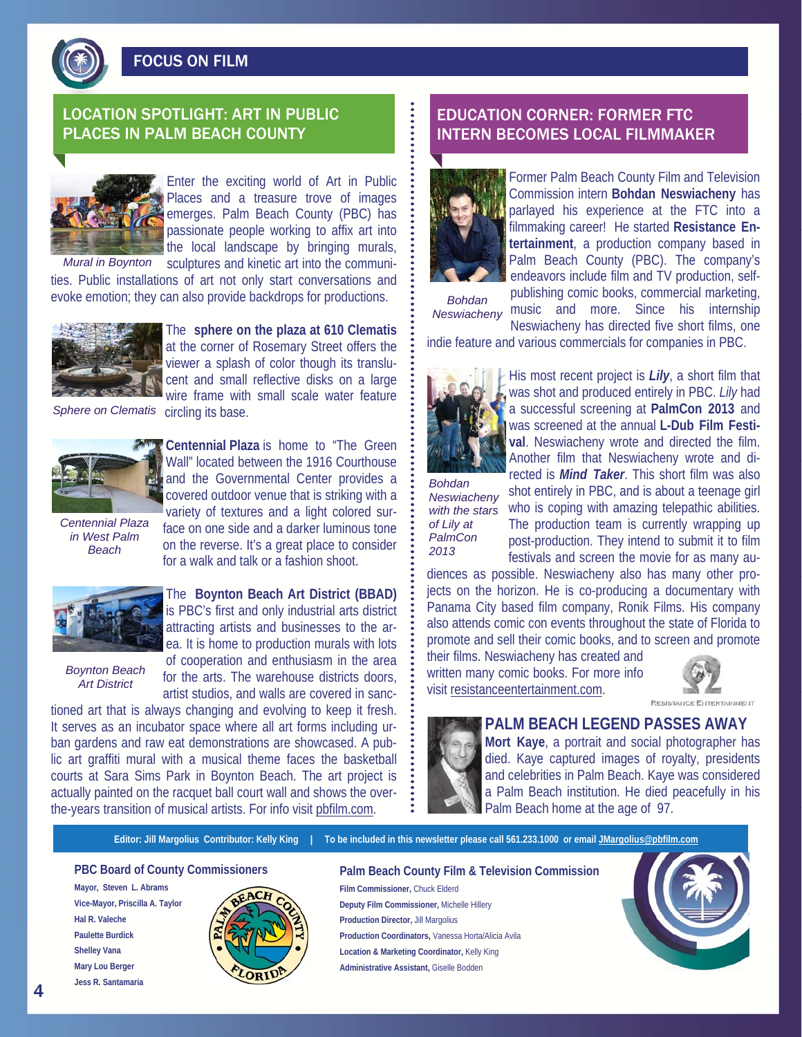# FOCUS ON FILM

## LOCATION SPOTLIGHT: ART IN PUBLIC PLACES IN PALM BEACH COUNTY

Mural in Boynton

Enter the exciting world of Art in Public Places and a treasure trove of images emerges. Palm Beach County (PBC) has passionate people working to affix art into the local landscape by bringing murals, sculptures and kinetic art into the communities. Public installations of art not only start conversations and evoke emotion; they can also provide backdrops for productions.

Sphere on Clematis

The **sphere on the plaza at 610 Clematis** at the corner of Rosemary Street offers the viewer a splash of color though its translucent and small reflective disks on a large wire frame with small scale water feature circling its base.

Centennial Plaza in West Palm Beach

**Centennial Plaza** is home to "The Green Wall" located between the 1916 Courthouse and the Governmental Center provides a covered outdoor venue that is striking with a variety of textures and a light colored surface on one side and a darker luminous tone on the reverse. It's a great place to consider for a walk and talk or a fashion shoot.

Boynton Beach Art District

The **Boynton Beach Art District (BBAD)** is PBC's first and only industrial arts district attracting artists and businesses to the area. It is home to production murals with lots of cooperation and enthusiasm in the area for the arts. The warehouse districts doors, artist studios, and walls are covered in sanctioned art that is always changing and evolving to keep it fresh. It serves as an incubator space where all art forms including urban gardens and raw eat demonstrations are showcased. A public art graffiti mural with a musical theme faces the basketball courts at Sara Sims Park in Boynton Beach. The art project is actually painted on the racquet ball court wall and shows the over-the-years transition of musical artists. For info visit pbfilm.com.

## EDUCATION CORNER: FORMER FTC INTERN BECOMES LOCAL FILMMAKER

Bohdan Neswiacheny

Former Palm Beach County Film and Television Commission intern **Bohdan Neswiacheny** has parlayed his experience at the FTC into a filmmaking career! He started **Resistance Entertainment**, a production company based in Palm Beach County (PBC). The company's endeavors include film and TV production, self-publishing comic books, commercial marketing, music and more. Since his internship Neswiacheny has directed five short films, one indie feature and various commercials for companies in PBC.

Bohdan Neswiacheny with the stars of Lily at PalmCon 2013

His most recent project is ***Lily***, a short film that was shot and produced entirely in PBC. *Lily* had a successful screening at **PalmCon 2013** and was screened at the annual **L-Dub Film Festival**. Neswiacheny wrote and directed the film. Another film that Neswiacheny wrote and directed is ***Mind Taker***. This short film was also shot entirely in PBC, and is about a teenage girl who is coping with amazing telepathic abilities. The production team is currently wrapping up post-production. They intend to submit it to film festivals and screen the movie for as many audiences as possible. Neswiacheny also has many other projects on the horizon. He is co-producing a documentary with Panama City based film company, Ronik Films. His company also attends comic con events throughout the state of Florida to promote and sell their comic books, and to screen and promote their films. Neswiacheny has created and written many comic books. For more info visit resistanceentertainment.com.

Resistance Entertainment

## PALM BEACH LEGEND PASSES AWAY

**Mort Kaye**, a portrait and social photographer has died. Kaye captured images of royalty, presidents and celebrities in Palm Beach. Kaye was considered a Palm Beach institution. He died peacefully in his Palm Beach home at the age of 97.

**Editor: Jill Margolius Contributor: Kelly King | To be included in this newsletter please call 561.233.1000 or email JMargolius@pbfilm.com**

### PBC Board of County Commissioners

**Mayor, Steven L. Abrams**
**Vice-Mayor, Priscilla A. Taylor**
**Hal R. Valeche**
**Paulette Burdick**
**Shelley Vana**
**Mary Lou Berger**
**Jess R. Santamaria**

### Palm Beach County Film & Television Commission

**Film Commissioner,** Chuck Elderd
**Deputy Film Commissioner,** Michelle Hillery
**Production Director,** Jill Margolius
**Production Coordinators,** Vanessa Horta/Alicia Avila
**Location & Marketing Coordinator,** Kelly King
**Administrative Assistant,** Giselle Bodden